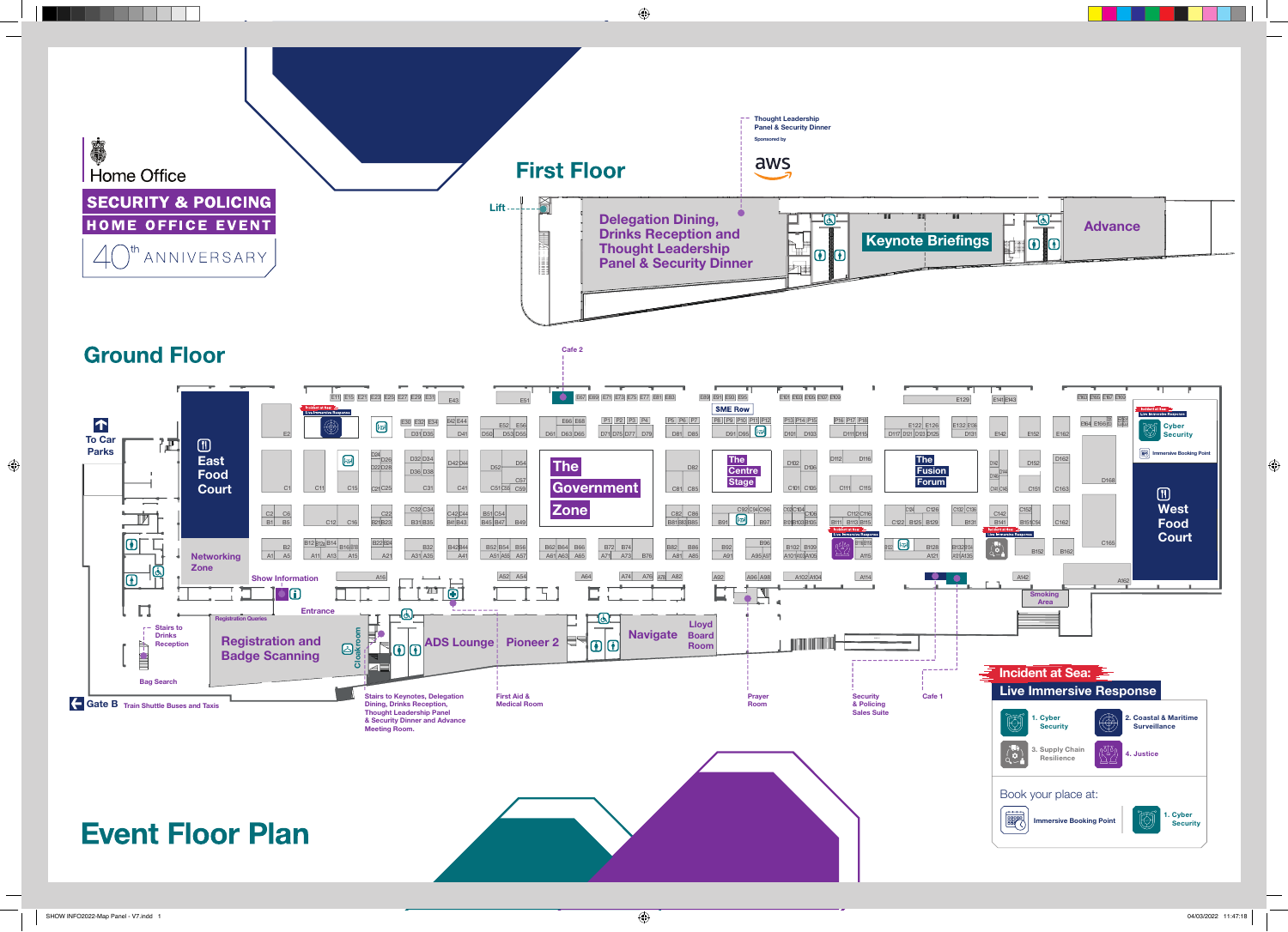Home Office

# SECURITY & POLICING

## HOME OFFICE EVENT

40th ANNIVERSARY

# Event Floor Plan

## First Floor

- Lift
- Delegation Dining, Drinks Reception and Thought Leadership Panel & Security Dinner
- Thought Leadership Panel & Security Dinner — Sponsored by aws
- Keynote Briefings
- Advance

## Ground Floor

- To Car Parks
- East Food Court
- Networking Zone
- Show Information
- Entrance
- Registration Queries
- Stairs to Drinks Reception
- Registration and Badge Scanning
- Cloakroom
- Bag Search
- Gate B — Train Shuttle Buses and Taxis
- ADS Lounge
- Pioneer 2
- Navigate
- Lloyd Board Room
- The Government Zone
- SME Row
- The Centre Stage
- The Fusion Forum
- Cafe 2
- Cafe 1
- West Food Court
- Smoking Area
- Immersive Booking Point
- Stairs to Keynotes, Delegation Dining, Drinks Reception, Thought Leadership Panel & Security Dinner and Advance Meeting Room.
- First Aid & Medical Room
- Prayer Room
- Security & Policing Sales Suite

## Incident at Sea: Live Immersive Response

1. Cyber Security
2. Coastal & Maritime Surveillance
3. Supply Chain Resilience
4. Justice

Book your place at:

- Immersive Booking Point
- 1. Cyber Security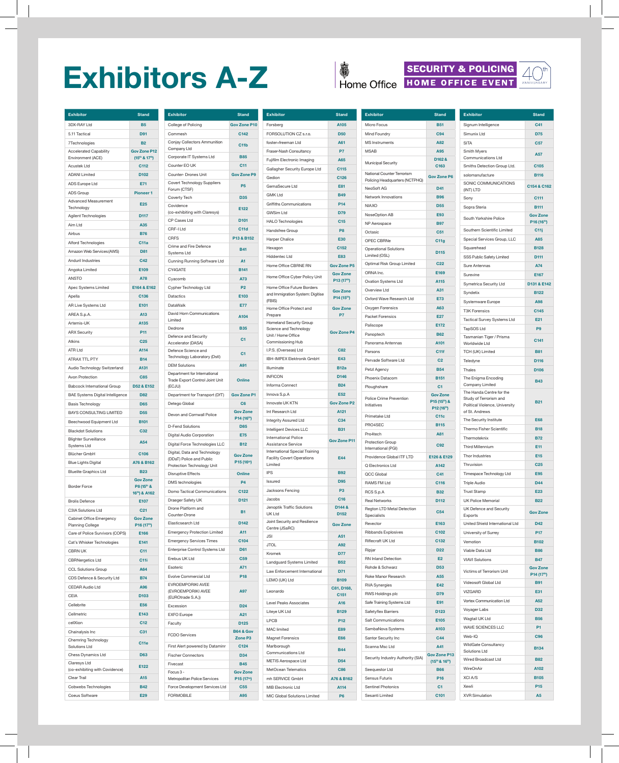# Exhibitors A-Z

Home Office

SECURITY & POLICING HOME OFFICE EVENT 40th ANNIVERSARY

| Exhibitor | Stand |
|---|---|
| 3DX-RAY Ltd | B5 |
| 5.11 Tactical | D91 |
| 7Technologies | B2 |
| Accelerated Capability Environment (ACE) | Gov Zone P12 (15th & 17th) |
| Acustek Ltd | C112 |
| ADANI Limited | D102 |
| ADS Europe Ltd | E71 |
| ADS Group | Pioneer 1 |
| Advanced Measurement Technology | E25 |
| Agilent Technologies | D117 |
| Aim Ltd | A35 |
| Airbus | B76 |
| Alford Technologies | C11a |
| Amazon Web Services(AWS) | D81 |
| Anduril Industries | C42 |
| Angoka Limited | E109 |
| ANSTO | A78 |
| Apec Systems Limited | E164 & E162 |
| Apella | C136 |
| AR Live Systems Ltd | E101 |
| AREA S.p.A. | A13 |
| Artemis-UK | A135 |
| ARX Security | P11 |
| Atkins | C25 |
| ATR Ltd | A114 |
| ATRAX TTL PTY | B14 |
| Audio Technology Switzerland | A131 |
| Avon Protection | C85 |
| Babcock International Group | D52 & E152 |
| BAE Systems Digital Intelligence | D82 |
| Basis Technology | D65 |
| BAYS CONSULTING LIMITED | D55 |
| Beechwood Equipment Ltd | B101 |
| Blackdot Solutions | C32 |
| Blighter Surveillance Systems Ltd | A54 |
| Blücher GmbH | C106 |
| Blue Lights Digital | A76 & B162 |
| Bluelite Graphics Ltd | B23 |
| Border Force | Gov Zone P8 (15th & 16th) & A162 |
| Brolis Defence | E107 |
| C3IA Solutions Ltd | C21 |
| Cabinet Office Emergency Planning College | Gov Zone P16 (17th) |
| Care of Police Survivors (COPS) | E166 |
| Cat's Whisker Technologies | E141 |
| CBRN UK | C11 |
| CBRNergetics Ltd | C11i |
| CCL Solutions Group | A64 |
| CDS Defence & Security Ltd | B74 |
| CEDAR Audio Ltd | A96 |
| CEIA | D103 |
| Cellebrite | E56 |
| Cellmetric | E143 |
| cellXion | C12 |
| Chainalysis Inc | C31 |
| Chemring Technology Solutions Ltd | C11e |
| Chess Dynamics Ltd | D63 |
| Claresys Ltd (co-exhibiting with Covidence) | E122 |
| Clear Trail | A15 |
| Cobwebs Technologies | B42 |
| Coeus Software | E29 |
| College of Policing | Gov Zone P10 |
| Commesh | C142 |
| Conjay Collectors Ammunition Company Ltd | C11b |
| Corporate IT Systems Ltd | B85 |
| Counter EO UK | C11 |
| Counter- Drones Unit | Gov Zone P9 |
| Covert Technology Suppliers Forum (CTSF) | P5 |
| Coverty Tech | D35 |
| Covidence (co-exhibiting with Claresys) | E122 |
| CP Cases Ltd | D101 |
| CRF-I Ltd | C11d |
| CRFS | P13 & B152 |
| Crime and Fire Defence Systems Ltd | B41 |
| Cunning Running Software Ltd | A1 |
| CY4GATE | B141 |
| Cyacomb | A73 |
| Cypher Technology Ltd | P2 |
| Datactics | E103 |
| DataWalk | E77 |
| David Horn Communications Limited | A104 |
| Dedrone | B35 |
| Defence and Security Accelerator (DASA) | C1 |
| Defence Science and Technology Laboratory (Dstl) | C1 |
| DEM Solutions | A91 |
| Department for International Trade Export Control Joint Unit (ECJU) | Online |
| Department for Transport (DfT) | Gov Zone P1 |
| Detego Global | C6 |
| Devon and Cornwall Police | Gov Zone P14 (16th) |
| D-Fend Solutions | D85 |
| Digital Audio Corporation | E75 |
| Digital Force Technologies LLC | B12 |
| Digital, Data and Technology (DDaT) Police and Public Protection Technology Unit | Gov Zone P15 (16th) |
| Disruptive Effects | Online |
| DMS technologies | P4 |
| Domo Tactical Communications | C122 |
| Draeger Safety UK | D121 |
| Drone Platform and Counter-Drone | B1 |
| Elasticsearch Ltd | D142 |
| Emergency Protection Limited | A11 |
| Emergency Services Times | C104 |
| Enterprise Control Systems Ltd | D61 |
| Erebus UK Ltd | C59 |
| Esoteric | A71 |
| Evolve Commercial Ltd | P18 |
| EVROEMPORIKI AVEE (EVROEMPORIKI AVEE (EUROtrade S.A.)) | A97 |
| Excession | D24 |
| EXFO Europe | A21 |
| Faculty | D125 |
| FCDO Services | B64 & Gov Zone P3 |
| First Alert powered by Dataminr | C124 |
| Fischer Connectors | D34 |
| Fivecast | B45 |
| Focus 3 - Metropolitan Police Services | Gov Zone P15 (17th) |
| Force Development Services Ltd | C55 |
| FORMOBILE | A95 |
| Forsberg | A105 |
| FORSOLUTION CZ s.r.o. | D50 |
| foster+freeman Ltd | A61 |
| Fraser-Nash Consultancy | P7 |
| Fujifilm Electronic Imaging | A65 |
| Gallagher Security Europe Ltd | C115 |
| Gedion | C126 |
| GemaSecure Ltd | E81 |
| GMK Ltd | B49 |
| Griffiths Communications | P14 |
| GWSim Ltd | D79 |
| HALO Technologies | C15 |
| Handsfree Group | P8 |
| Harper Chalice | E30 |
| Hexagon | C152 |
| Hiddentec Ltd | E83 |
| Home Office CBRNE RN | Gov Zone P5 |
| Home Office Cyber Policy Unit | Gov Zone P13 (17th) |
| Home Office Future Borders and Immigration System: Digitise (FBIS) | Gov Zone P14 (15th) |
| Home Office Protect and Prepare | Gov Zone P7 |
| Homeland Security Group Science and Technology Unit / Home Office Commissioning Hub | Gov Zone P4 |
| I.P.S. (Overseas) Ltd | C82 |
| IBH-IMPEX Elektronik GmbH | E43 |
| Illuminate | B12a |
| INFICON | D146 |
| Informa Connect | B24 |
| Innova S.p.A | E52 |
| Innovate UK KTN | Gov Zone P2 |
| Int Research Ltd | A121 |
| Integrity Assured Ltd | C34 |
| Intelligent Devices LLC | B31 |
| International Police Assistance Service | Gov Zone P11 |
| International Special Training Facility Covert Operations Limited | E44 |
| IPS | B92 |
| Issured | D95 |
| Jacksons Fencing | P3 |
| Jacobs | C16 |
| Jenoptik Traffic Solutions UK Ltd | D144 & D152 |
| Joint Security and Resilience Centre (JSaRC) | Gov Zone |
| JSI | A51 |
| JTOL | A92 |
| Kromek | D77 |
| Landguard Systems Limited | B52 |
| Law Enforcement International | D71 |
| LEMO (UK) Ltd | B109 |
| Leonardo | C81, D168, C151 |
| Level Peaks Associates | A16 |
| Liteye UK Ltd | B129 |
| LPCB | P12 |
| MAC limited | E89 |
| Magnet Forensics | E66 |
| Marlborough Communications Ltd | B44 |
| METIS Aerospace Ltd | D54 |
| MetOcean Telematics | C86 |
| mh SERVICE GmbH | A76 & B162 |
| MIB Electronic Ltd | A114 |
| MIC Global Solutions Limited | P6 |
| Micro Focus | B51 |
| Mind Foundry | C94 |
| MS Instruments | A82 |
| MSAB | A95 |
| Municipal Security | D162 & C163 |
| National Counter Terrorism Policing Headquarters (NCTPHQ) | Gov Zone P6 |
| NeoSoft AG | D41 |
| Network Innovations | B96 |
| NIAXO | D55 |
| NoseOption AB | E93 |
| NP Aerospace | B97 |
| Octasic | C51 |
| OPEC CBRNe | C11g |
| Operational Solutions Limited (OSL) | D115 |
| Optimal Risk Group Limited | C22 |
| ORNA Inc. | E169 |
| Ovation Systems Ltd | A115 |
| Overview Ltd | A31 |
| Oxford Wave Research Ltd | E73 |
| Oxygen Forensics | A63 |
| Packet Forensics | E27 |
| Paliscope | E172 |
| Panoptech | B62 |
| Panorama Antennas | A101 |
| Parsons | C11f |
| Pervade Software Ltd | C2 |
| Petzl Agency | B54 |
| Phoenix Datacom | B151 |
| Ploughshare | C1 |
| Police Crime Prevention Initiatives | Gov Zone P15 (15th) & P12 (16th) |
| Primetake Ltd | C11c |
| PRO4SEC | B115 |
| Pro4tech | A81 |
| Protection Group International (PGI) | C92 |
| Providence Global ITF LTD | E126 & E129 |
| Q Electronics Ltd | A142 |
| QCC Global | C41 |
| RAMS FM Ltd | C116 |
| RCS S.p.A | B32 |
| Real Networks | D112 |
| Regton LTD Metal Detection Specialists | C54 |
| Revector | E163 |
| Ribbands Explosives | C102 |
| Riflecraft UK Ltd | C132 |
| Ripjar | D22 |
| RN Inland Detection | E2 |
| Rohde & Schwarz | D53 |
| Roke Manor Research | A55 |
| RVA Synergies | E42 |
| RWS Holdings plc | D79 |
| Safe Training Systems Ltd | E91 |
| Safetyflex Barriers | D123 |
| Salt Communications | E105 |
| SambaNova Systems | A103 |
| Santor Security Inc | C44 |
| Scanna Msc Ltd | A41 |
| Security Industry Authority (SIA) | Gov Zone P13 (15th & 16th) |
| Seequestor Ltd | B66 |
| Sensus Futuris | P16 |
| Sentinel Photonics | C1 |
| Sesanti Limited | C101 |
| Signum Intelligence | C41 |
| Simunix Ltd | D75 |
| SITA | C57 |
| Smith Myers Communications Ltd | A57 |
| Smiths Detection Group Ltd. | C105 |
| solomanufacture | B116 |
| SONIC COMMUNICATIONS (INT) LTD | C154 & C162 |
| Sony | C111 |
| Sopra Steria | B111 |
| South Yorkshire Police | Gov Zone P16 (16th) |
| Southern Scientific Limited | C11j |
| Special Services Group, LLC | A85 |
| Squarehead | B128 |
| SSS Public Safety Limited | D111 |
| Sure Antennas | A74 |
| Surevine | E167 |
| Symetrica Security Ltd | D131 & E142 |
| Syndetix | B122 |
| Systemware Europe | A98 |
| T3K Forensics | C145 |
| Tactical Survey Systems Ltd | E21 |
| TapSOS Ltd | P9 |
| Tasmanian Tiger / Prisma Worldwide Ltd | C141 |
| TCH (UK) Limited | B81 |
| Teledyne | D116 |
| Thales | D106 |
| The Enigma Encoding Company Limited | B43 |
| The Handa Centre for the Study of Terrorism and Political Violence, University of St. Andrews | B21 |
| The Security Institute | E68 |
| Thermo Fisher Scientific | B18 |
| Thermoteknix | B72 |
| Third Millennium | E11 |
| Thor Industries | E15 |
| Thruvision | C25 |
| Timespace Technology Ltd | E95 |
| Triple Audio | D44 |
| Trust Stamp | E23 |
| UK Police Memorial | B22 |
| UK Defence and Security Exports | Gov Zone |
| United Shield International Ltd | D42 |
| University of Surrey | P17 |
| Vemotion | B102 |
| Viable Data Ltd | B86 |
| VIAVI Solutions | B47 |
| Victims of Terrorism Unit | Gov Zone P14 (17th) |
| Videosoft Global Ltd | B91 |
| VIZGARD | E31 |
| Vortex Communication Ltd | A52 |
| Voyager Labs | D32 |
| Wagtail UK Ltd | B56 |
| WAVE SCIENCES LLC | P1 |
| Web-IQ | C96 |
| WildGate Consultancy Solutions Ltd | B134 |
| Wired Broadcast Ltd | B82 |
| WireOnAir | A102 |
| XCI A/S | B105 |
| Xewli | P15 |
| XVR Simulation | A5 |